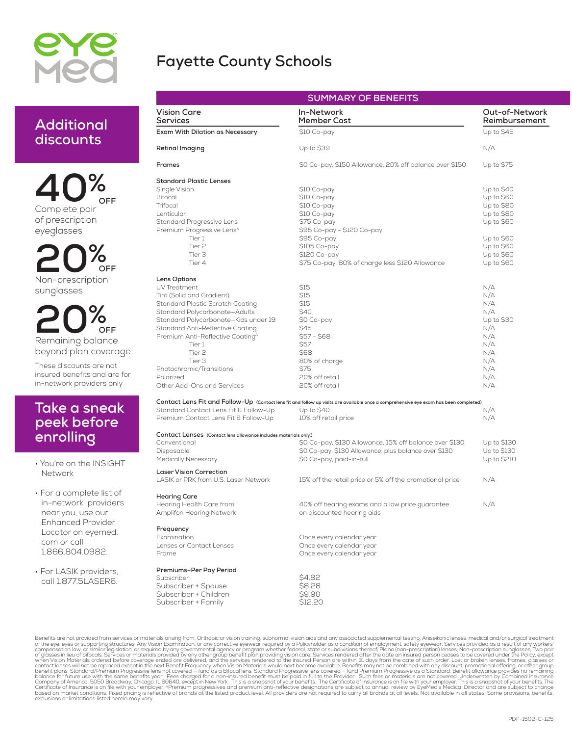# Fayette County Schools

## Additional discounts

**40% OFF** Complete pair of prescription eyeglasses

**20% OFF** Non-prescription sunglasses

**20% OFF** Remaining balance beyond plan coverage

These discounts are not insured benefits and are for in-network providers only

## Take a sneak peek before enrolling

- You're on the INSIGHT Network
- For a complete list of in-network providers near you, use our Enhanced Provider Locator on eyemed.com or call 1.866.804.0982.
- For LASIK providers, call 1.877.5LASER6.

## SUMMARY OF BENEFITS

| Vision Care Services | In-Network Member Cost | Out-of-Network Reimbursement |
|---|---|---|
| **Exam With Dilation as Necessary** | $10 Co-pay | Up to $45 |
| **Retinal Imaging** | Up to $39 | N/A |
| **Frames** | $0 Co-pay, $150 Allowance, 20% off balance over $150 | Up to $75 |
| **Standard Plastic Lenses** | | |
| Single Vision | $10 Co-pay | Up to $40 |
| Bifocal | $10 Co-pay | Up to $60 |
| Trifocal | $10 Co-pay | Up to $80 |
| Lenticular | $10 Co-pay | Up to $80 |
| Standard Progressive Lens | $75 Co-pay | Up to $60 |
| Premium Progressive Lens^Δ | $95 Co-pay - $120 Co-pay | |
| Tier 1 | $95 Co-pay | Up to $60 |
| Tier 2 | $105 Co-pay | Up to $60 |
| Tier 3 | $120 Co-pay | Up to $60 |
| Tier 4 | $75 Co-pay, 80% of charge less $120 Allowance | Up to $60 |
| **Lens Options** | | |
| UV Treatment | $15 | N/A |
| Tint (Solid and Gradient) | $15 | N/A |
| Standard Plastic Scratch Coating | $15 | N/A |
| Standard Polycarbonate–Adults | $40 | N/A |
| Standard Polycarbonate–Kids under 19 | $0 Co-pay | Up to $30 |
| Standard Anti-Reflective Coating | $45 | N/A |
| Premium Anti-Reflective Coating^Δ | $57 - $68 | N/A |
| Tier 1 | $57 | N/A |
| Tier 2 | $68 | N/A |
| Tier 3 | 80% of charge | N/A |
| Photochromic/Transitions | $75 | N/A |
| Polarized | 20% off retail | N/A |
| Other Add-Ons and Services | 20% off retail | N/A |
| **Contact Lens Fit and Follow-Up** (Contact lens fit and follow up visits are available once a comprehensive eye exam has been completed) | | |
| Standard Contact Lens Fit & Follow-Up | Up to $40 | N/A |
| Premium Contact Lens Fit & Follow-Up | 10% off retail price | N/A |
| **Contact Lenses** (Contact lens allowance includes materials only.) | | |
| Conventional | $0 Co-pay, $130 Allowance, 15% off balance over $130 | Up to $130 |
| Disposable | $0 Co-pay, $130 Allowance; plus balance over $130 | Up to $130 |
| Medically Necessary | $0 Co-pay, paid-in-full | Up to $210 |
| **Laser Vision Correction** | | |
| LASIK or PRK from U.S. Laser Network | 15% off the retail price or 5% off the promotional price | N/A |
| **Hearing Care** | | |
| Hearing Health Care from Amplifon Hearing Network | 40% off hearing exams and a low price guarantee on discounted hearing aids | N/A |
| **Frequency** | | |
| Examination | Once every calendar year | |
| Lenses or Contact Lenses | Once every calendar year | |
| Frame | Once every calendar year | |
| **Premiums–Per Pay Period** | | |
| Subscriber | $4.82 | |
| Subscriber + Spouse | $8.28 | |
| Subscriber + Children | $9.90 | |
| Subscriber + Family | $12.20 | |

Benefits are not provided from services or materials arising from: Orthoptic or vision training, subnormal vision aids and any associated supplemental testing; Aniseikonic lenses, medical and/or surgical treatment of the eye, eyes or supporting structures; Any Vision Examination, or any corrective eyewear required by a Policyholder as a condition of employment; safety eyewear; Services provided as a result of any workers' compensation law, or similar legislation, or required by any governmental agency or program whether federal, state or subdivisions thereof; Plano (non-prescription) lenses; Non-prescription sunglasses; Two pair of glasses in lieu of bifocals; Services or materials provided by any other group benefit plan providing vision care; Services rendered after the date an insured person ceases to be covered under the Policy, except when Vision Materials ordered before coverage ended are delivered, and the services rendered to the insured Person are within 31 days from the date of such order. Lost or broken lenses, frames, glasses or contact lenses will not be replaced except in the next Benefit Frequency when Vision Materials would next become available. Benefits may not be combined with any discount, promotional offering, or other group benefit plans. Standard/Premium Progressive lens not covered – fund as a Bifocal lens. Standard Progressive lens covered – fund Premium Progressive as a Standard. Benefit allowance provides no remaining balance for future use with the same benefits year. Fees charged for a non-insured benefit must be paid in full to the Provider. Such fees or materials are not covered. Underwritten by Combined Insurance Company of America, 5050 Broadway, Chicago, IL 60640, except in New York. This is a snapshot of your benefits. The Certificate of Insurance is on file with your employer. This is a snapshot of your benefits. The Certificate of Insurance is on file with your employer. ^ΔPremium progressives and premium anti-reflective designations are subject to annual review by EyeMed's Medical Director and are subject to change based on market conditions. Fixed pricing is reflective of brands at the listed product level. All providers are not required to carry all brands at all levels. Not available in all states. Some provisions, benefits, exclusions or limitations listed herein may vary.

PDF-1502-C-125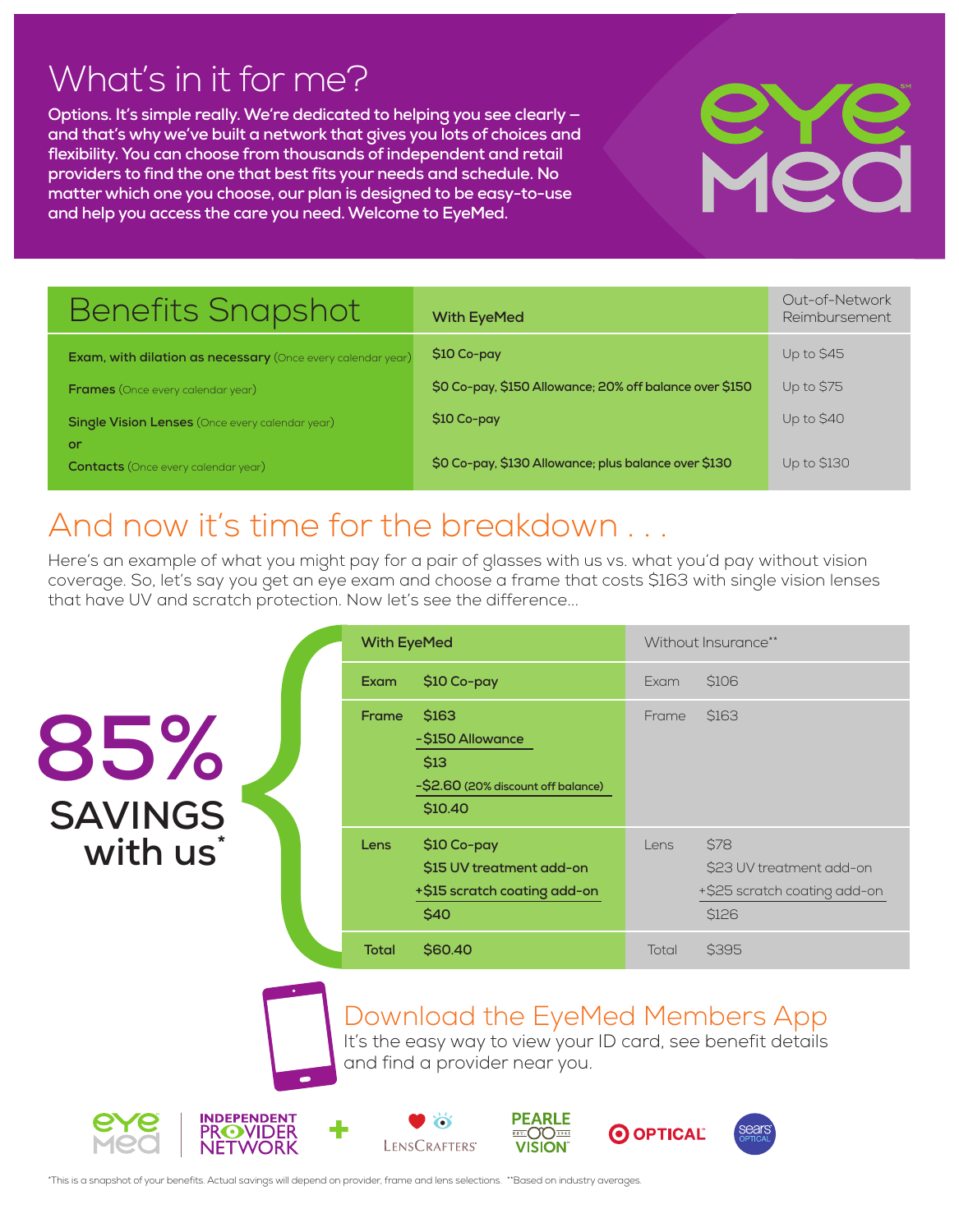# What's in it for me?

**Options. It's simple really. We're dedicated to helping you see clearly – and that's why we've built a network that gives you lots of choices and flexibility. You can choose from thousands of independent and retail providers to find the one that best fits your needs and schedule. No matter which one you choose, our plan is designed to be easy-to-use and help you access the care you need. Welcome to EyeMed.**

| Benefits Snapshot | With EyeMed | Out-of-Network Reimbursement |
|---|---|---|
| **Exam, with dilation as necessary** (Once every calendar year) | $10 Co-pay | Up to $45 |
| **Frames** (Once every calendar year) | $0 Co-pay, $150 Allowance; 20% off balance over $150 | Up to $75 |
| **Single Vision Lenses** (Once every calendar year) | $10 Co-pay | Up to $40 |
| or | | |
| **Contacts** (Once every calendar year) | $0 Co-pay, $130 Allowance; plus balance over $130 | Up to $130 |

## And now it's time for the breakdown . . .

Here's an example of what you might pay for a pair of glasses with us vs. what you'd pay without vision coverage. So, let's say you get an eye exam and choose a frame that costs $163 with single vision lenses that have UV and scratch protection. Now let's see the difference...

**85% SAVINGS with us***

| | With EyeMed | | Without Insurance** |
|---|---|---|---|
| Exam | $10 Co-pay | Exam | $106 |
| Frame | $163<br>-$150 Allowance<br>$13<br>-$2.60 (20% discount off balance)<br>$10.40 | Frame | $163 |
| Lens | $10 Co-pay<br>$15 UV treatment add-on<br>+$15 scratch coating add-on<br>$40 | Lens | $78<br>$23 UV treatment add-on<br>+$25 scratch coating add-on<br>$126 |
| Total | $60.40 | Total | $395 |

## Download the EyeMed Members App

It's the easy way to view your ID card, see benefit details and find a provider near you.

eyemed | INDEPENDENT PROVIDER NETWORK + LensCrafters | PEARLE VISION | OPTICAL | sears OPTICAL

*This is a snapshot of your benefits. Actual savings will depend on provider, frame and lens selections. **Based on industry averages.